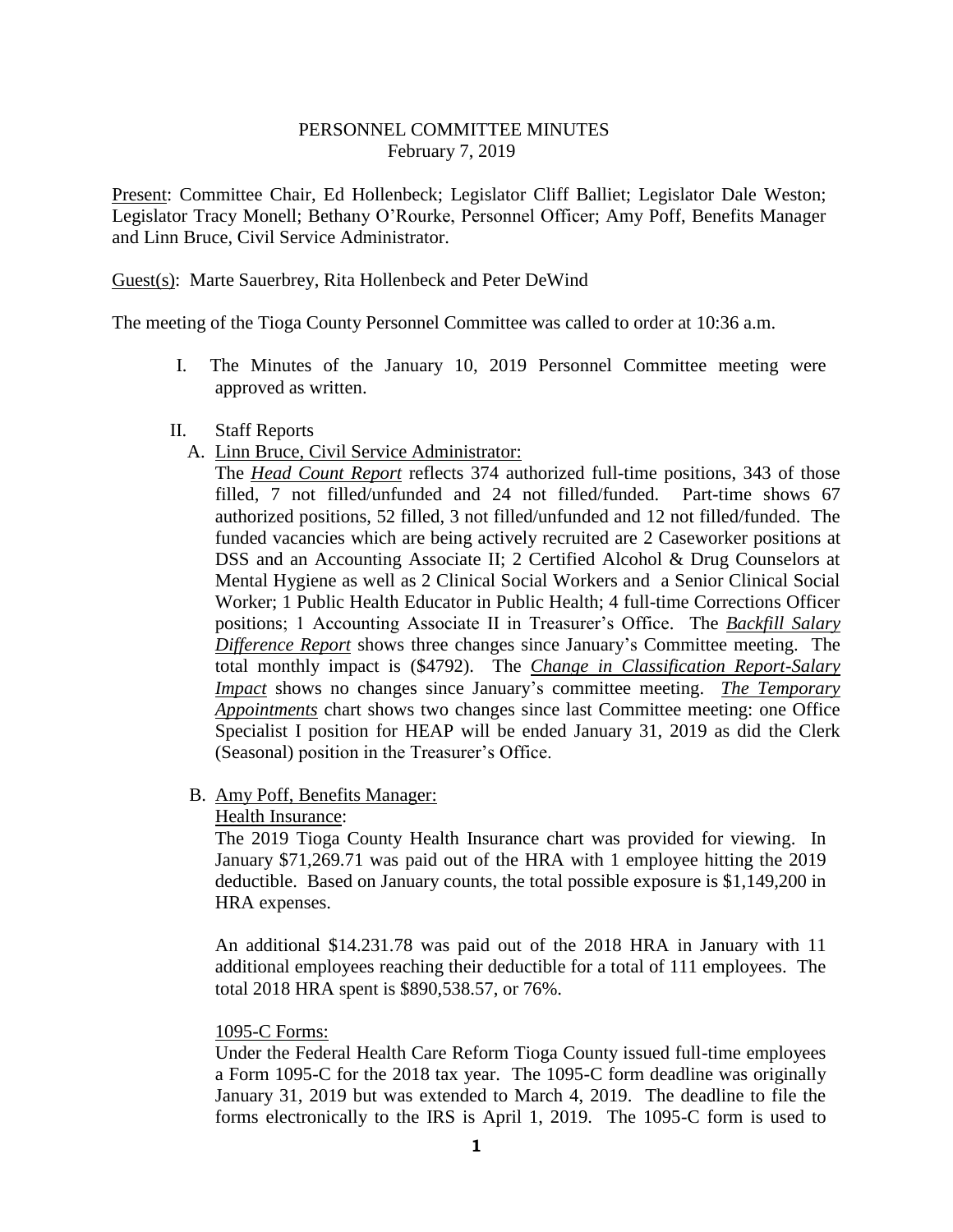# PERSONNEL COMMITTEE MINUTES
February 7, 2019

Present: Committee Chair, Ed Hollenbeck; Legislator Cliff Balliet; Legislator Dale Weston; Legislator Tracy Monell; Bethany O'Rourke, Personnel Officer; Amy Poff, Benefits Manager and Linn Bruce, Civil Service Administrator.

Guest(s): Marte Sauerbrey, Rita Hollenbeck and Peter DeWind

The meeting of the Tioga County Personnel Committee was called to order at 10:36 a.m.

I. The Minutes of the January 10, 2019 Personnel Committee meeting were approved as written.

II. Staff Reports

A. Linn Bruce, Civil Service Administrator:

The ***Head Count Report*** reflects 374 authorized full-time positions, 343 of those filled, 7 not filled/unfunded and 24 not filled/funded. Part-time shows 67 authorized positions, 52 filled, 3 not filled/unfunded and 12 not filled/funded. The funded vacancies which are being actively recruited are 2 Caseworker positions at DSS and an Accounting Associate II; 2 Certified Alcohol & Drug Counselors at Mental Hygiene as well as 2 Clinical Social Workers and a Senior Clinical Social Worker; 1 Public Health Educator in Public Health; 4 full-time Corrections Officer positions; 1 Accounting Associate II in Treasurer's Office. The ***Backfill Salary Difference Report*** shows three changes since January's Committee meeting. The total monthly impact is ($4792). The ***Change in Classification Report-Salary Impact*** shows no changes since January's committee meeting. ***The Temporary Appointments*** chart shows two changes since last Committee meeting: one Office Specialist I position for HEAP will be ended January 31, 2019 as did the Clerk (Seasonal) position in the Treasurer's Office.

B. Amy Poff, Benefits Manager:

Health Insurance:

The 2019 Tioga County Health Insurance chart was provided for viewing. In January $71,269.71 was paid out of the HRA with 1 employee hitting the 2019 deductible. Based on January counts, the total possible exposure is $1,149,200 in HRA expenses.

An additional $14.231.78 was paid out of the 2018 HRA in January with 11 additional employees reaching their deductible for a total of 111 employees. The total 2018 HRA spent is $890,538.57, or 76%.

1095-C Forms:

Under the Federal Health Care Reform Tioga County issued full-time employees a Form 1095-C for the 2018 tax year. The 1095-C form deadline was originally January 31, 2019 but was extended to March 4, 2019. The deadline to file the forms electronically to the IRS is April 1, 2019. The 1095-C form is used to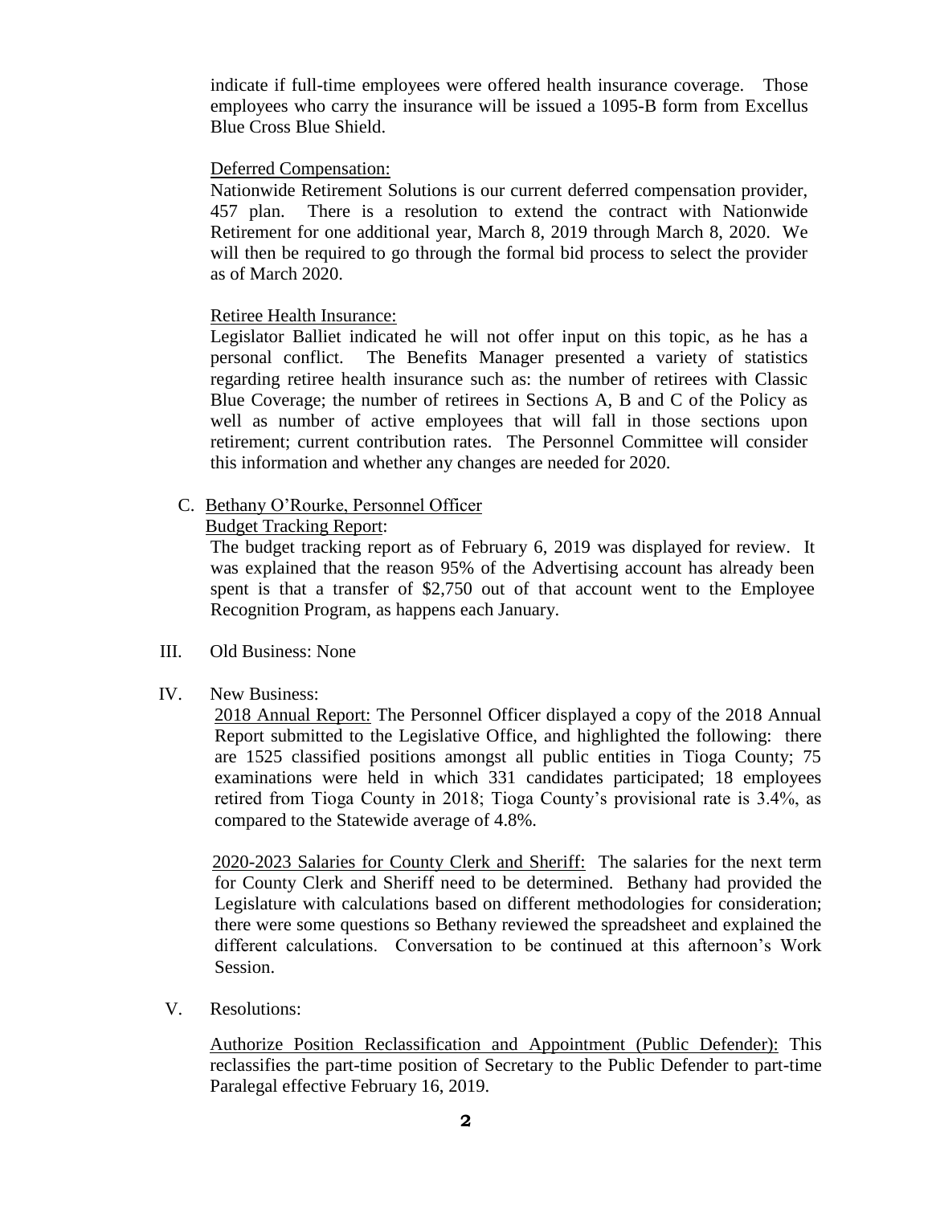indicate if full-time employees were offered health insurance coverage. Those employees who carry the insurance will be issued a 1095-B form from Excellus Blue Cross Blue Shield.

Deferred Compensation:

Nationwide Retirement Solutions is our current deferred compensation provider, 457 plan. There is a resolution to extend the contract with Nationwide Retirement for one additional year, March 8, 2019 through March 8, 2020. We will then be required to go through the formal bid process to select the provider as of March 2020.

Retiree Health Insurance:

Legislator Balliet indicated he will not offer input on this topic, as he has a personal conflict. The Benefits Manager presented a variety of statistics regarding retiree health insurance such as: the number of retirees with Classic Blue Coverage; the number of retirees in Sections A, B and C of the Policy as well as number of active employees that will fall in those sections upon retirement; current contribution rates. The Personnel Committee will consider this information and whether any changes are needed for 2020.

C. Bethany O'Rourke, Personnel Officer

Budget Tracking Report:

The budget tracking report as of February 6, 2019 was displayed for review. It was explained that the reason 95% of the Advertising account has already been spent is that a transfer of $2,750 out of that account went to the Employee Recognition Program, as happens each January.

III. Old Business: None

IV. New Business:

2018 Annual Report: The Personnel Officer displayed a copy of the 2018 Annual Report submitted to the Legislative Office, and highlighted the following: there are 1525 classified positions amongst all public entities in Tioga County; 75 examinations were held in which 331 candidates participated; 18 employees retired from Tioga County in 2018; Tioga County's provisional rate is 3.4%, as compared to the Statewide average of 4.8%.

2020-2023 Salaries for County Clerk and Sheriff: The salaries for the next term for County Clerk and Sheriff need to be determined. Bethany had provided the Legislature with calculations based on different methodologies for consideration; there were some questions so Bethany reviewed the spreadsheet and explained the different calculations. Conversation to be continued at this afternoon's Work Session.

V. Resolutions:

Authorize Position Reclassification and Appointment (Public Defender): This reclassifies the part-time position of Secretary to the Public Defender to part-time Paralegal effective February 16, 2019.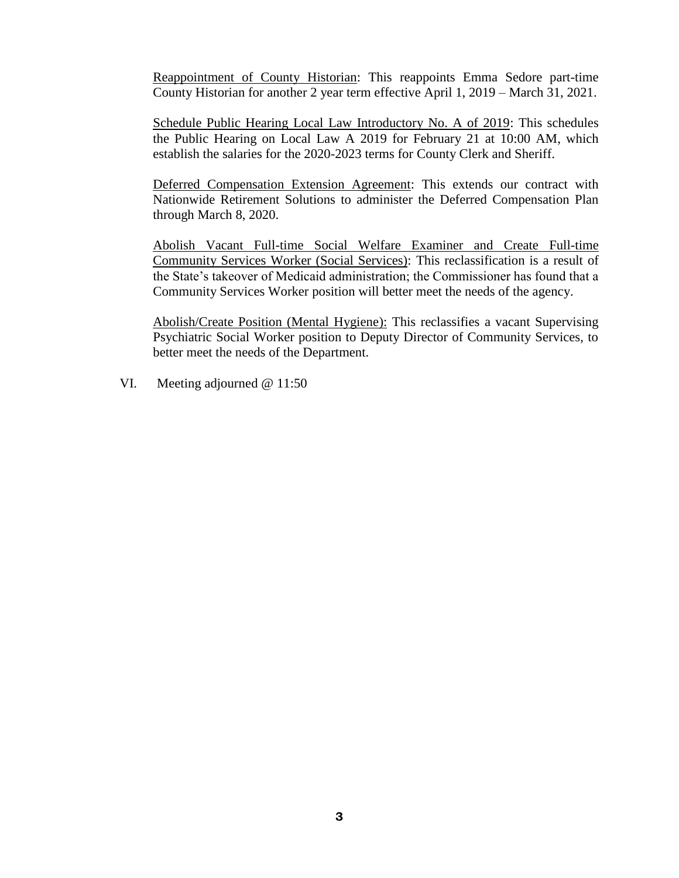Reappointment of County Historian: This reappoints Emma Sedore part-time County Historian for another 2 year term effective April 1, 2019 – March 31, 2021.

Schedule Public Hearing Local Law Introductory No. A of 2019: This schedules the Public Hearing on Local Law A 2019 for February 21 at 10:00 AM, which establish the salaries for the 2020-2023 terms for County Clerk and Sheriff.

Deferred Compensation Extension Agreement: This extends our contract with Nationwide Retirement Solutions to administer the Deferred Compensation Plan through March 8, 2020.

Abolish Vacant Full-time Social Welfare Examiner and Create Full-time Community Services Worker (Social Services): This reclassification is a result of the State's takeover of Medicaid administration; the Commissioner has found that a Community Services Worker position will better meet the needs of the agency.

Abolish/Create Position (Mental Hygiene): This reclassifies a vacant Supervising Psychiatric Social Worker position to Deputy Director of Community Services, to better meet the needs of the Department.

VI. Meeting adjourned @ 11:50